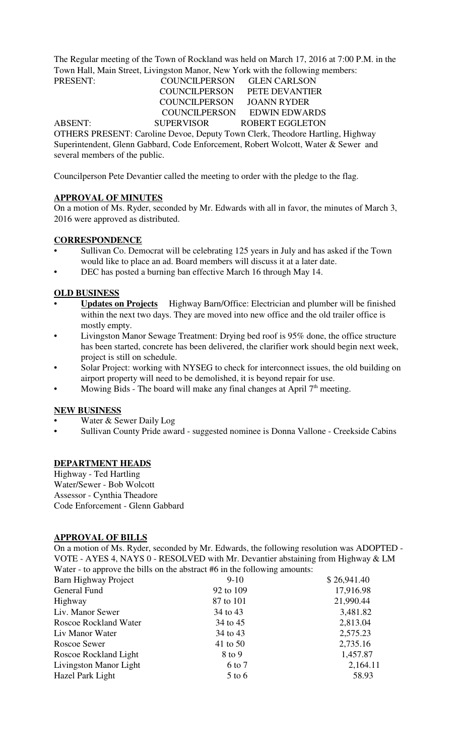The Regular meeting of the Town of Rockland was held on March 17, 2016 at 7:00 P.M. in the Town Hall, Main Street, Livingston Manor, New York with the following members:

| | | |
|---|---|---|
| PRESENT: | COUNCILPERSON | GLEN CARLSON |
| | COUNCILPERSON | PETE DEVANTIER |
| | COUNCILPERSON | JOANN RYDER |
| | COUNCILPERSON | EDWIN EDWARDS |
| ABSENT: | SUPERVISOR | ROBERT EGGLETON |

OTHERS PRESENT: Caroline Devoe, Deputy Town Clerk, Theodore Hartling, Highway Superintendent, Glenn Gabbard, Code Enforcement, Robert Wolcott, Water & Sewer and several members of the public.

Councilperson Pete Devantier called the meeting to order with the pledge to the flag.

**APPROVAL OF MINUTES**

On a motion of Ms. Ryder, seconded by Mr. Edwards with all in favor, the minutes of March 3, 2016 were approved as distributed.

**CORRESPONDENCE**

- Sullivan Co. Democrat will be celebrating 125 years in July and has asked if the Town would like to place an ad. Board members will discuss it at a later date.
- DEC has posted a burning ban effective March 16 through May 14.

**OLD BUSINESS**

- **Updates on Projects** Highway Barn/Office: Electrician and plumber will be finished within the next two days. They are moved into new office and the old trailer office is mostly empty.
- Livingston Manor Sewage Treatment: Drying bed roof is 95% done, the office structure has been started, concrete has been delivered, the clarifier work should begin next week, project is still on schedule.
- Solar Project: working with NYSEG to check for interconnect issues, the old building on airport property will need to be demolished, it is beyond repair for use.
- Mowing Bids - The board will make any final changes at April 7th meeting.

**NEW BUSINESS**

- Water & Sewer Daily Log
- Sullivan County Pride award - suggested nominee is Donna Vallone - Creekside Cabins

**DEPARTMENT HEADS**

Highway - Ted Hartling
Water/Sewer - Bob Wolcott
Assessor - Cynthia Theadore
Code Enforcement - Glenn Gabbard

**APPROVAL OF BILLS**

On a motion of Ms. Ryder, seconded by Mr. Edwards, the following resolution was ADOPTED - VOTE - AYES 4, NAYS 0 - RESOLVED with Mr. Devantier abstaining from Highway & LM Water - to approve the bills on the abstract #6 in the following amounts:

| | | |
|---|---|---|
| Barn Highway Project | 9-10 | $ 26,941.40 |
| General Fund | 92 to 109 | 17,916.98 |
| Highway | 87 to 101 | 21,990.44 |
| Liv. Manor Sewer | 34 to 43 | 3,481.82 |
| Roscoe Rockland Water | 34 to 45 | 2,813.04 |
| Liv Manor Water | 34 to 43 | 2,575.23 |
| Roscoe Sewer | 41 to 50 | 2,735.16 |
| Roscoe Rockland Light | 8 to 9 | 1,457.87 |
| Livingston Manor Light | 6 to 7 | 2,164.11 |
| Hazel Park Light | 5 to 6 | 58.93 |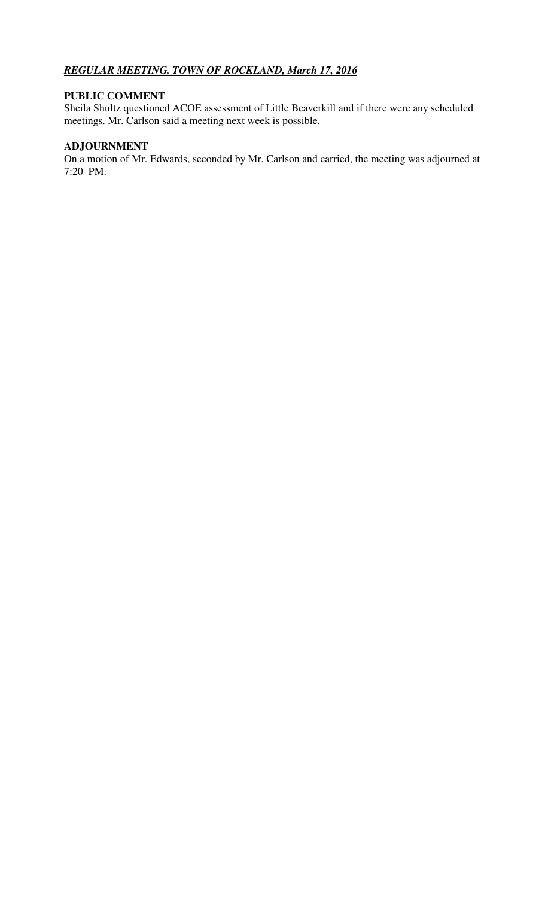***REGULAR MEETING, TOWN OF ROCKLAND, March 17, 2016***

**PUBLIC COMMENT**

Sheila Shultz questioned ACOE assessment of Little Beaverkill and if there were any scheduled meetings. Mr. Carlson said a meeting next week is possible.

**ADJOURNMENT**

On a motion of Mr. Edwards, seconded by Mr. Carlson and carried, the meeting was adjourned at 7:20 PM.